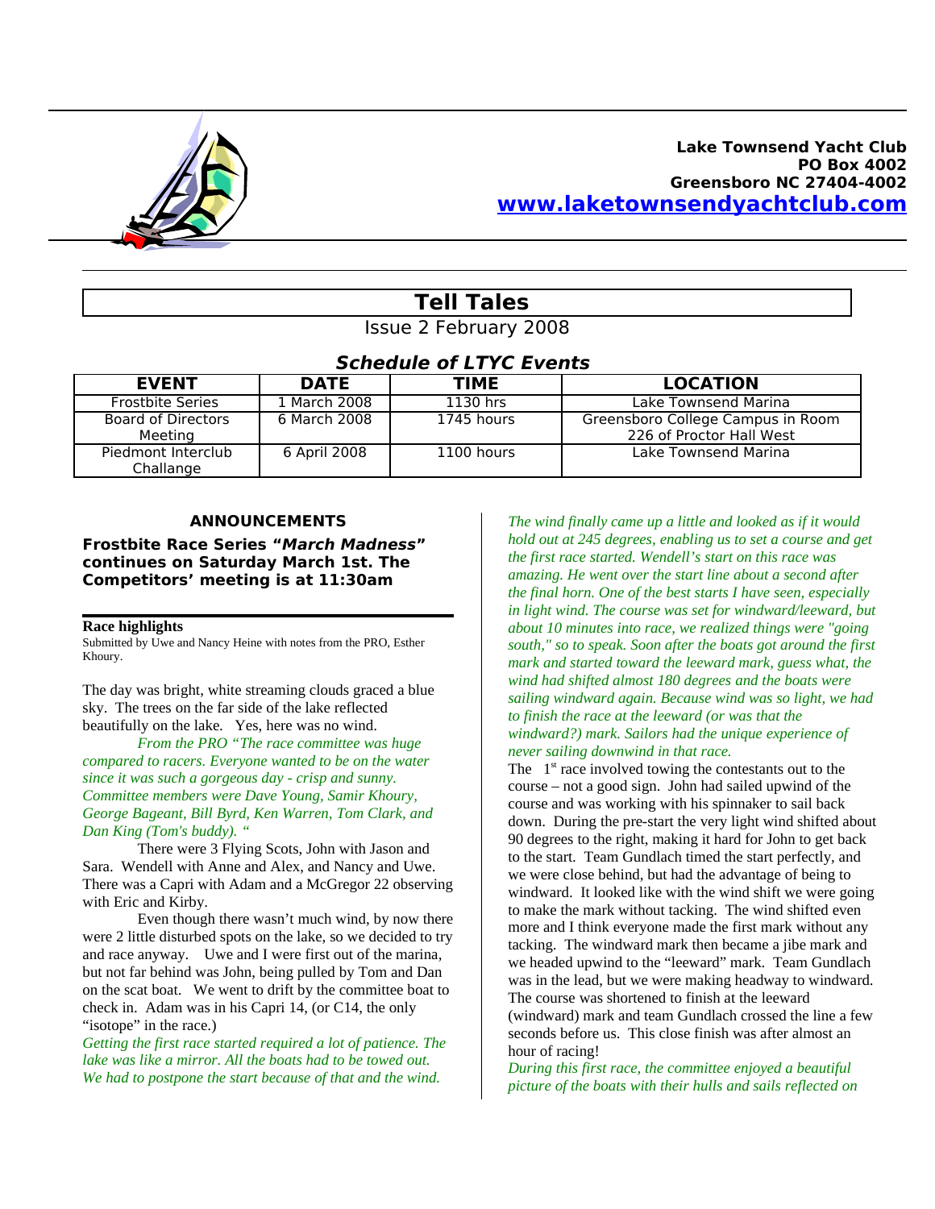**Lake Townsend Yacht Club**
**PO Box 4002**
**Greensboro NC 27404-4002**
**www.laketownsendyachtclub.com**

# Tell Tales

Issue 2 February 2008

## *Schedule of LTYC Events*

| EVENT | DATE | TIME | LOCATION |
|---|---|---|---|
| Frostbite Series | 1 March 2008 | 1130 hrs | Lake Townsend Marina |
| Board of Directors Meeting | 6 March 2008 | 1745 hours | Greensboro College Campus in Room 226 of Proctor Hall West |
| Piedmont Interclub Challange | 6 April 2008 | 1100 hours | Lake Townsend Marina |

### ANNOUNCEMENTS

**Frostbite Race Series "*March Madness*" continues on Saturday March 1st. The Competitors' meeting is at 11:30am**

---

**Race highlights**

Submitted by Uwe and Nancy Heine with notes from the PRO, Esther Khoury.

The day was bright, white streaming clouds graced a blue sky. The trees on the far side of the lake reflected beautifully on the lake. Yes, here was no wind.

*From the PRO "The race committee was huge compared to racers. Everyone wanted to be on the water since it was such a gorgeous day - crisp and sunny. Committee members were Dave Young, Samir Khoury, George Bageant, Bill Byrd, Ken Warren, Tom Clark, and Dan King (Tom's buddy). "*

There were 3 Flying Scots, John with Jason and Sara. Wendell with Anne and Alex, and Nancy and Uwe. There was a Capri with Adam and a McGregor 22 observing with Eric and Kirby.

Even though there wasn't much wind, by now there were 2 little disturbed spots on the lake, so we decided to try and race anyway. Uwe and I were first out of the marina, but not far behind was John, being pulled by Tom and Dan on the scat boat. We went to drift by the committee boat to check in. Adam was in his Capri 14, (or C14, the only "isotope" in the race.)

*Getting the first race started required a lot of patience. The lake was like a mirror. All the boats had to be towed out. We had to postpone the start because of that and the wind. The wind finally came up a little and looked as if it would hold out at 245 degrees, enabling us to set a course and get the first race started. Wendell's start on this race was amazing. He went over the start line about a second after the final horn. One of the best starts I have seen, especially in light wind. The course was set for windward/leeward, but about 10 minutes into race, we realized things were "going south," so to speak. Soon after the boats got around the first mark and started toward the leeward mark, guess what, the wind had shifted almost 180 degrees and the boats were sailing windward again. Because wind was so light, we had to finish the race at the leeward (or was that the windward?) mark. Sailors had the unique experience of never sailing downwind in that race.*

The 1st race involved towing the contestants out to the course – not a good sign. John had sailed upwind of the course and was working with his spinnaker to sail back down. During the pre-start the very light wind shifted about 90 degrees to the right, making it hard for John to get back to the start. Team Gundlach timed the start perfectly, and we were close behind, but had the advantage of being to windward. It looked like with the wind shift we were going to make the mark without tacking. The wind shifted even more and I think everyone made the first mark without any tacking. The windward mark then became a jibe mark and we headed upwind to the "leeward" mark. Team Gundlach was in the lead, but we were making headway to windward. The course was shortened to finish at the leeward (windward) mark and team Gundlach crossed the line a few seconds before us. This close finish was after almost an hour of racing!

*During this first race, the committee enjoyed a beautiful picture of the boats with their hulls and sails reflected on*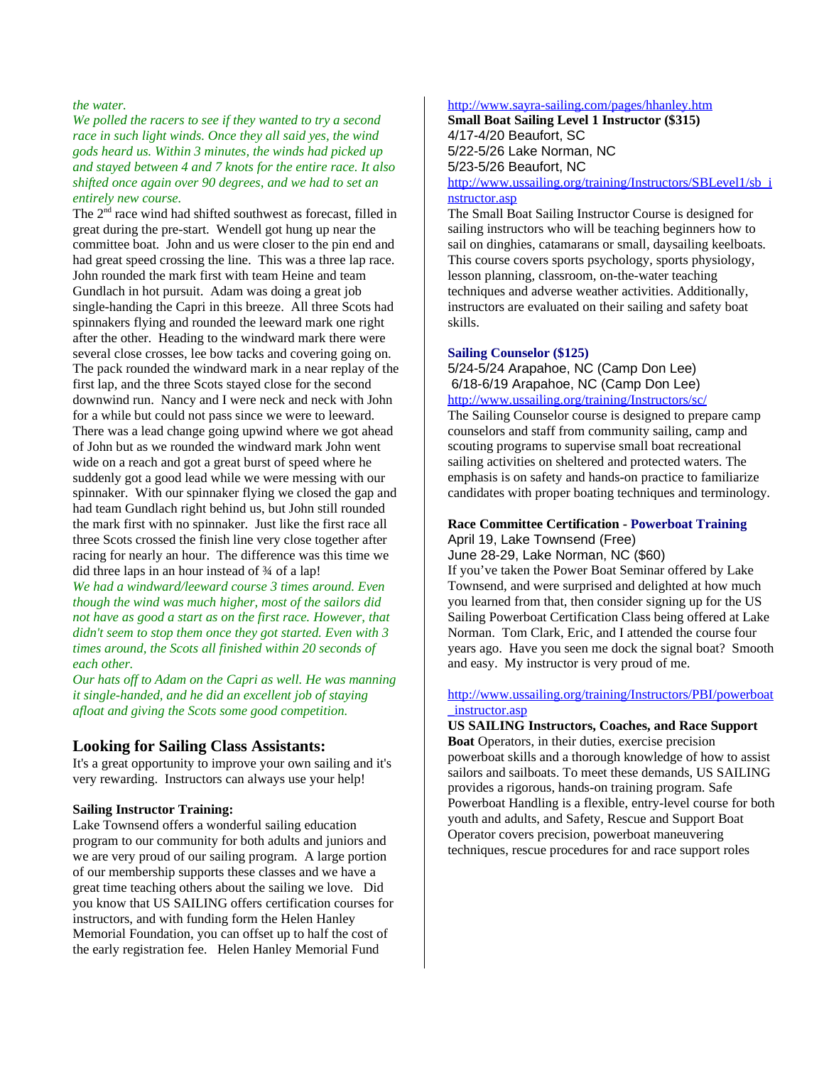*the water.*

*We polled the racers to see if they wanted to try a second race in such light winds. Once they all said yes, the wind gods heard us. Within 3 minutes, the winds had picked up and stayed between 4 and 7 knots for the entire race. It also shifted once again over 90 degrees, and we had to set an entirely new course.*

The 2nd race wind had shifted southwest as forecast, filled in great during the pre-start. Wendell got hung up near the committee boat. John and us were closer to the pin end and had great speed crossing the line. This was a three lap race. John rounded the mark first with team Heine and team Gundlach in hot pursuit. Adam was doing a great job single-handing the Capri in this breeze. All three Scots had spinnakers flying and rounded the leeward mark one right after the other. Heading to the windward mark there were several close crosses, lee bow tacks and covering going on. The pack rounded the windward mark in a near replay of the first lap, and the three Scots stayed close for the second downwind run. Nancy and I were neck and neck with John for a while but could not pass since we were to leeward. There was a lead change going upwind where we got ahead of John but as we rounded the windward mark John went wide on a reach and got a great burst of speed where he suddenly got a good lead while we were messing with our spinnaker. With our spinnaker flying we closed the gap and had team Gundlach right behind us, but John still rounded the mark first with no spinnaker. Just like the first race all three Scots crossed the finish line very close together after racing for nearly an hour. The difference was this time we did three laps in an hour instead of ¾ of a lap!

*We had a windward/leeward course 3 times around. Even though the wind was much higher, most of the sailors did not have as good a start as on the first race. However, that didn't seem to stop them once they got started. Even with 3 times around, the Scots all finished within 20 seconds of each other.*

*Our hats off to Adam on the Capri as well. He was manning it single-handed, and he did an excellent job of staying afloat and giving the Scots some good competition.*

## Looking for Sailing Class Assistants:

It's a great opportunity to improve your own sailing and it's very rewarding. Instructors can always use your help!

**Sailing Instructor Training:**

Lake Townsend offers a wonderful sailing education program to our community for both adults and juniors and we are very proud of our sailing program. A large portion of our membership supports these classes and we have a great time teaching others about the sailing we love. Did you know that US SAILING offers certification courses for instructors, and with funding form the Helen Hanley Memorial Foundation, you can offset up to half the cost of the early registration fee. Helen Hanley Memorial Fund http://www.sayra-sailing.com/pages/hhanley.htm

**Small Boat Sailing Level 1 Instructor ($315)**

4/17-4/20 Beaufort, SC
5/22-5/26 Lake Norman, NC
5/23-5/26 Beaufort, NC

http://www.ussailing.org/training/Instructors/SBLevel1/sb_instructor.asp

The Small Boat Sailing Instructor Course is designed for sailing instructors who will be teaching beginners how to sail on dinghies, catamarans or small, daysailing keelboats. This course covers sports psychology, sports physiology, lesson planning, classroom, on-the-water teaching techniques and adverse weather activities. Additionally, instructors are evaluated on their sailing and safety boat skills.

**Sailing Counselor ($125)**

5/24-5/24 Arapahoe, NC (Camp Don Lee)
6/18-6/19 Arapahoe, NC (Camp Don Lee)

http://www.ussailing.org/training/Instructors/sc/

The Sailing Counselor course is designed to prepare camp counselors and staff from community sailing, camp and scouting programs to supervise small boat recreational sailing activities on sheltered and protected waters. The emphasis is on safety and hands-on practice to familiarize candidates with proper boating techniques and terminology.

**Race Committee Certification - Powerboat Training**

April 19, Lake Townsend (Free)
June 28-29, Lake Norman, NC ($60)

If you've taken the Power Boat Seminar offered by Lake Townsend, and were surprised and delighted at how much you learned from that, then consider signing up for the US Sailing Powerboat Certification Class being offered at Lake Norman. Tom Clark, Eric, and I attended the course four years ago. Have you seen me dock the signal boat? Smooth and easy. My instructor is very proud of me.

http://www.ussailing.org/training/Instructors/PBI/powerboat_instructor.asp

**US SAILING Instructors, Coaches, and Race Support Boat** Operators, in their duties, exercise precision powerboat skills and a thorough knowledge of how to assist sailors and sailboats. To meet these demands, US SAILING provides a rigorous, hands-on training program. Safe Powerboat Handling is a flexible, entry-level course for both youth and adults, and Safety, Rescue and Support Boat Operator covers precision, powerboat maneuvering techniques, rescue procedures for and race support roles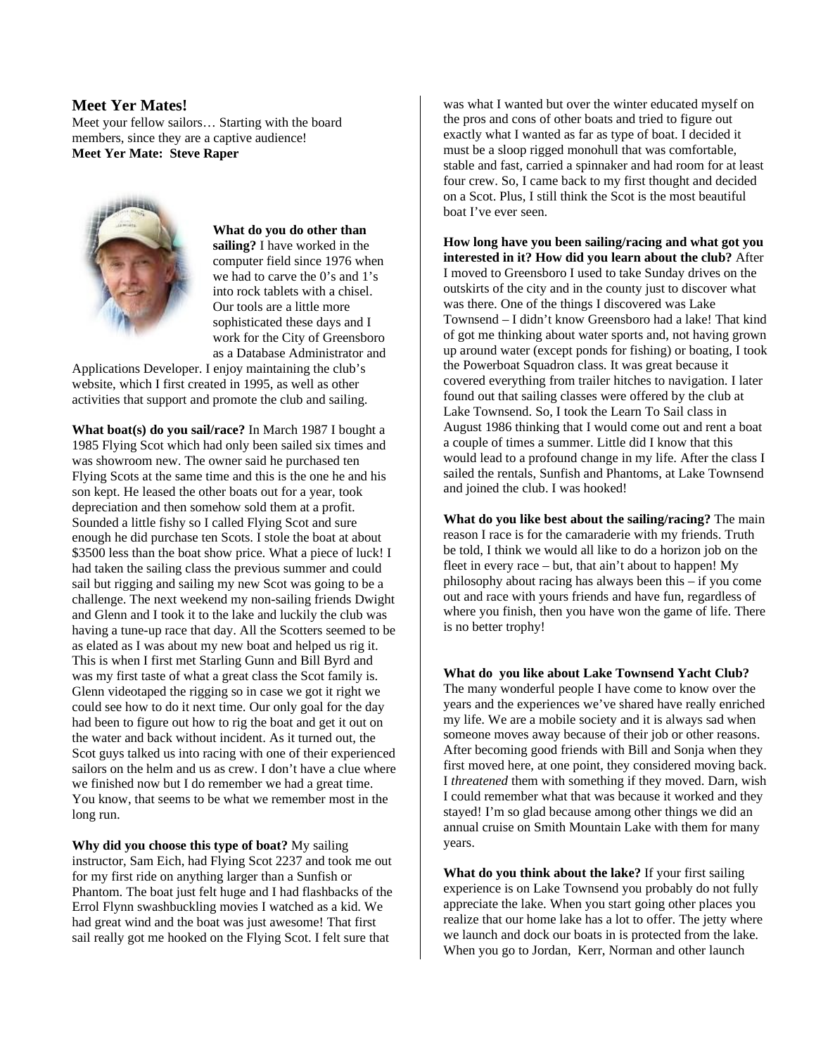## Meet Yer Mates!

Meet your fellow sailors… Starting with the board members, since they are a captive audience!

**Meet Yer Mate: Steve Raper**

**What do you do other than sailing?** I have worked in the computer field since 1976 when we had to carve the 0's and 1's into rock tablets with a chisel. Our tools are a little more sophisticated these days and I work for the City of Greensboro as a Database Administrator and Applications Developer. I enjoy maintaining the club's website, which I first created in 1995, as well as other activities that support and promote the club and sailing.

**What boat(s) do you sail/race?** In March 1987 I bought a 1985 Flying Scot which had only been sailed six times and was showroom new. The owner said he purchased ten Flying Scots at the same time and this is the one he and his son kept. He leased the other boats out for a year, took depreciation and then somehow sold them at a profit. Sounded a little fishy so I called Flying Scot and sure enough he did purchase ten Scots. I stole the boat at about $3500 less than the boat show price. What a piece of luck! I had taken the sailing class the previous summer and could sail but rigging and sailing my new Scot was going to be a challenge. The next weekend my non-sailing friends Dwight and Glenn and I took it to the lake and luckily the club was having a tune-up race that day. All the Scotters seemed to be as elated as I was about my new boat and helped us rig it. This is when I first met Starling Gunn and Bill Byrd and was my first taste of what a great class the Scot family is. Glenn videotaped the rigging so in case we got it right we could see how to do it next time. Our only goal for the day had been to figure out how to rig the boat and get it out on the water and back without incident. As it turned out, the Scot guys talked us into racing with one of their experienced sailors on the helm and us as crew. I don't have a clue where we finished now but I do remember we had a great time. You know, that seems to be what we remember most in the long run.

**Why did you choose this type of boat?** My sailing instructor, Sam Eich, had Flying Scot 2237 and took me out for my first ride on anything larger than a Sunfish or Phantom. The boat just felt huge and I had flashbacks of the Errol Flynn swashbuckling movies I watched as a kid. We had great wind and the boat was just awesome! That first sail really got me hooked on the Flying Scot. I felt sure that was what I wanted but over the winter educated myself on the pros and cons of other boats and tried to figure out exactly what I wanted as far as type of boat. I decided it must be a sloop rigged monohull that was comfortable, stable and fast, carried a spinnaker and had room for at least four crew. So, I came back to my first thought and decided on a Scot. Plus, I still think the Scot is the most beautiful boat I've ever seen.

**How long have you been sailing/racing and what got you interested in it? How did you learn about the club?** After I moved to Greensboro I used to take Sunday drives on the outskirts of the city and in the county just to discover what was there. One of the things I discovered was Lake Townsend – I didn't know Greensboro had a lake! That kind of got me thinking about water sports and, not having grown up around water (except ponds for fishing) or boating, I took the Powerboat Squadron class. It was great because it covered everything from trailer hitches to navigation. I later found out that sailing classes were offered by the club at Lake Townsend. So, I took the Learn To Sail class in August 1986 thinking that I would come out and rent a boat a couple of times a summer. Little did I know that this would lead to a profound change in my life. After the class I sailed the rentals, Sunfish and Phantoms, at Lake Townsend and joined the club. I was hooked!

**What do you like best about the sailing/racing?** The main reason I race is for the camaraderie with my friends. Truth be told, I think we would all like to do a horizon job on the fleet in every race – but, that ain't about to happen! My philosophy about racing has always been this – if you come out and race with yours friends and have fun, regardless of where you finish, then you have won the game of life. There is no better trophy!

**What do you like about Lake Townsend Yacht Club?** The many wonderful people I have come to know over the years and the experiences we've shared have really enriched my life. We are a mobile society and it is always sad when someone moves away because of their job or other reasons. After becoming good friends with Bill and Sonja when they first moved here, at one point, they considered moving back. I *threatened* them with something if they moved. Darn, wish I could remember what that was because it worked and they stayed! I'm so glad because among other things we did an annual cruise on Smith Mountain Lake with them for many years.

**What do you think about the lake?** If your first sailing experience is on Lake Townsend you probably do not fully appreciate the lake. When you start going other places you realize that our home lake has a lot to offer. The jetty where we launch and dock our boats in is protected from the lake. When you go to Jordan, Kerr, Norman and other launch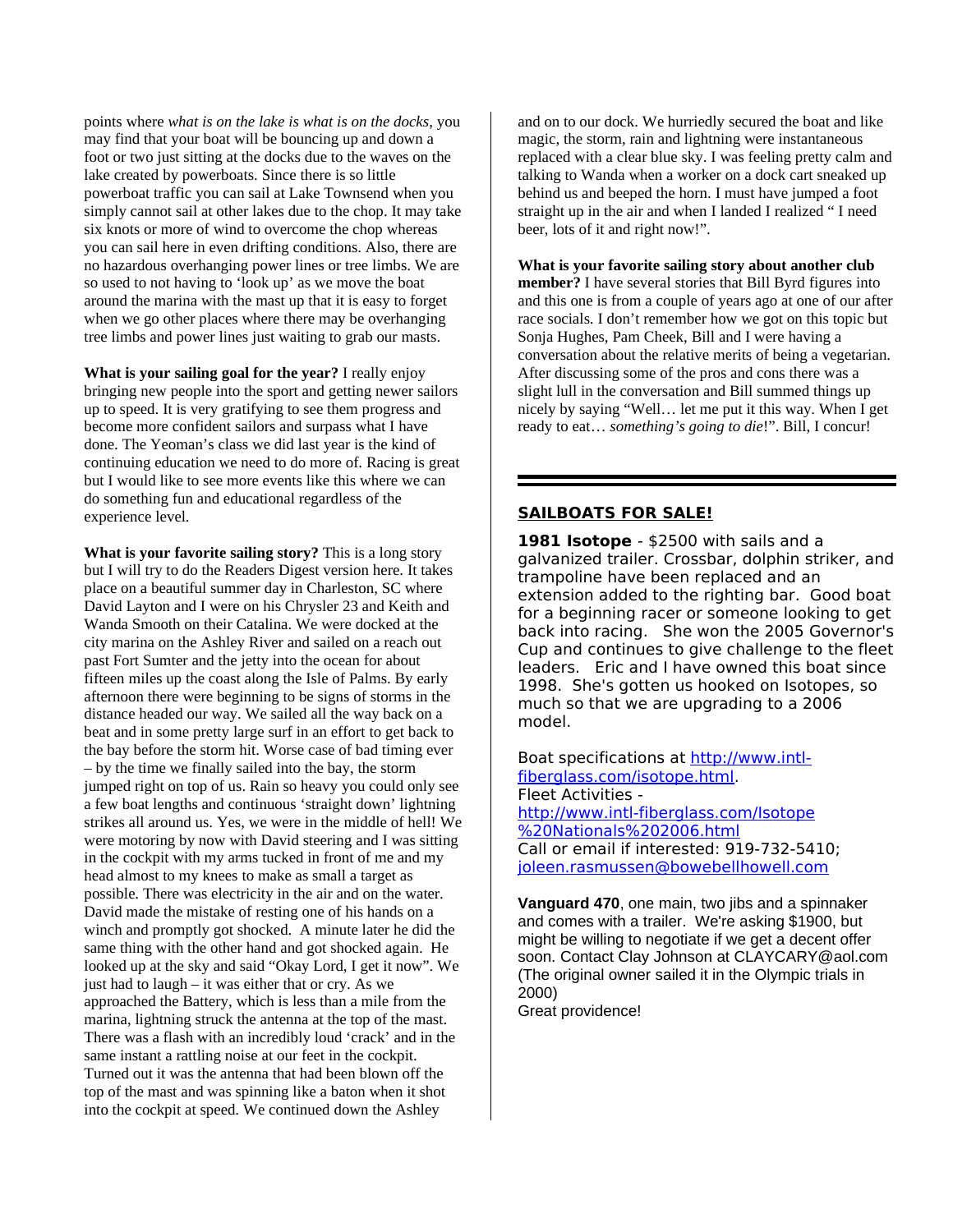points where *what is on the lake is what is on the docks*, you may find that your boat will be bouncing up and down a foot or two just sitting at the docks due to the waves on the lake created by powerboats. Since there is so little powerboat traffic you can sail at Lake Townsend when you simply cannot sail at other lakes due to the chop. It may take six knots or more of wind to overcome the chop whereas you can sail here in even drifting conditions. Also, there are no hazardous overhanging power lines or tree limbs. We are so used to not having to 'look up' as we move the boat around the marina with the mast up that it is easy to forget when we go other places where there may be overhanging tree limbs and power lines just waiting to grab our masts.

**What is your sailing goal for the year?** I really enjoy bringing new people into the sport and getting newer sailors up to speed. It is very gratifying to see them progress and become more confident sailors and surpass what I have done. The Yeoman's class we did last year is the kind of continuing education we need to do more of. Racing is great but I would like to see more events like this where we can do something fun and educational regardless of the experience level.

**What is your favorite sailing story?** This is a long story but I will try to do the Readers Digest version here. It takes place on a beautiful summer day in Charleston, SC where David Layton and I were on his Chrysler 23 and Keith and Wanda Smooth on their Catalina. We were docked at the city marina on the Ashley River and sailed on a reach out past Fort Sumter and the jetty into the ocean for about fifteen miles up the coast along the Isle of Palms. By early afternoon there were beginning to be signs of storms in the distance headed our way. We sailed all the way back on a beat and in some pretty large surf in an effort to get back to the bay before the storm hit. Worse case of bad timing ever – by the time we finally sailed into the bay, the storm jumped right on top of us. Rain so heavy you could only see a few boat lengths and continuous 'straight down' lightning strikes all around us. Yes, we were in the middle of hell! We were motoring by now with David steering and I was sitting in the cockpit with my arms tucked in front of me and my head almost to my knees to make as small a target as possible. There was electricity in the air and on the water. David made the mistake of resting one of his hands on a winch and promptly got shocked. A minute later he did the same thing with the other hand and got shocked again. He looked up at the sky and said "Okay Lord, I get it now". We just had to laugh – it was either that or cry. As we approached the Battery, which is less than a mile from the marina, lightning struck the antenna at the top of the mast. There was a flash with an incredibly loud 'crack' and in the same instant a rattling noise at our feet in the cockpit. Turned out it was the antenna that had been blown off the top of the mast and was spinning like a baton when it shot into the cockpit at speed. We continued down the Ashley and on to our dock. We hurriedly secured the boat and like magic, the storm, rain and lightning were instantaneous replaced with a clear blue sky. I was feeling pretty calm and talking to Wanda when a worker on a dock cart sneaked up behind us and beeped the horn. I must have jumped a foot straight up in the air and when I landed I realized " I need beer, lots of it and right now!".

**What is your favorite sailing story about another club member?** I have several stories that Bill Byrd figures into and this one is from a couple of years ago at one of our after race socials. I don't remember how we got on this topic but Sonja Hughes, Pam Cheek, Bill and I were having a conversation about the relative merits of being a vegetarian. After discussing some of the pros and cons there was a slight lull in the conversation and Bill summed things up nicely by saying "Well… let me put it this way. When I get ready to eat… *something's going to die*!". Bill, I concur!

---

## SAILBOATS FOR SALE!

**1981 Isotope** - $2500 with sails and a galvanized trailer. Crossbar, dolphin striker, and trampoline have been replaced and an extension added to the righting bar. Good boat for a beginning racer or someone looking to get back into racing. She won the 2005 Governor's Cup and continues to give challenge to the fleet leaders. Eric and I have owned this boat since 1998. She's gotten us hooked on Isotopes, so much so that we are upgrading to a 2006 model.

Boat specifications at http://www.intl-fiberglass.com/isotope.html.
Fleet Activities - http://www.intl-fiberglass.com/Isotope%20Nationals%202006.html
Call or email if interested: 919-732-5410; joleen.rasmussen@bowebellhowell.com

**Vanguard 470**, one main, two jibs and a spinnaker and comes with a trailer. We're asking $1900, but might be willing to negotiate if we get a decent offer soon. Contact Clay Johnson at CLAYCARY@aol.com (The original owner sailed it in the Olympic trials in 2000)
Great providence!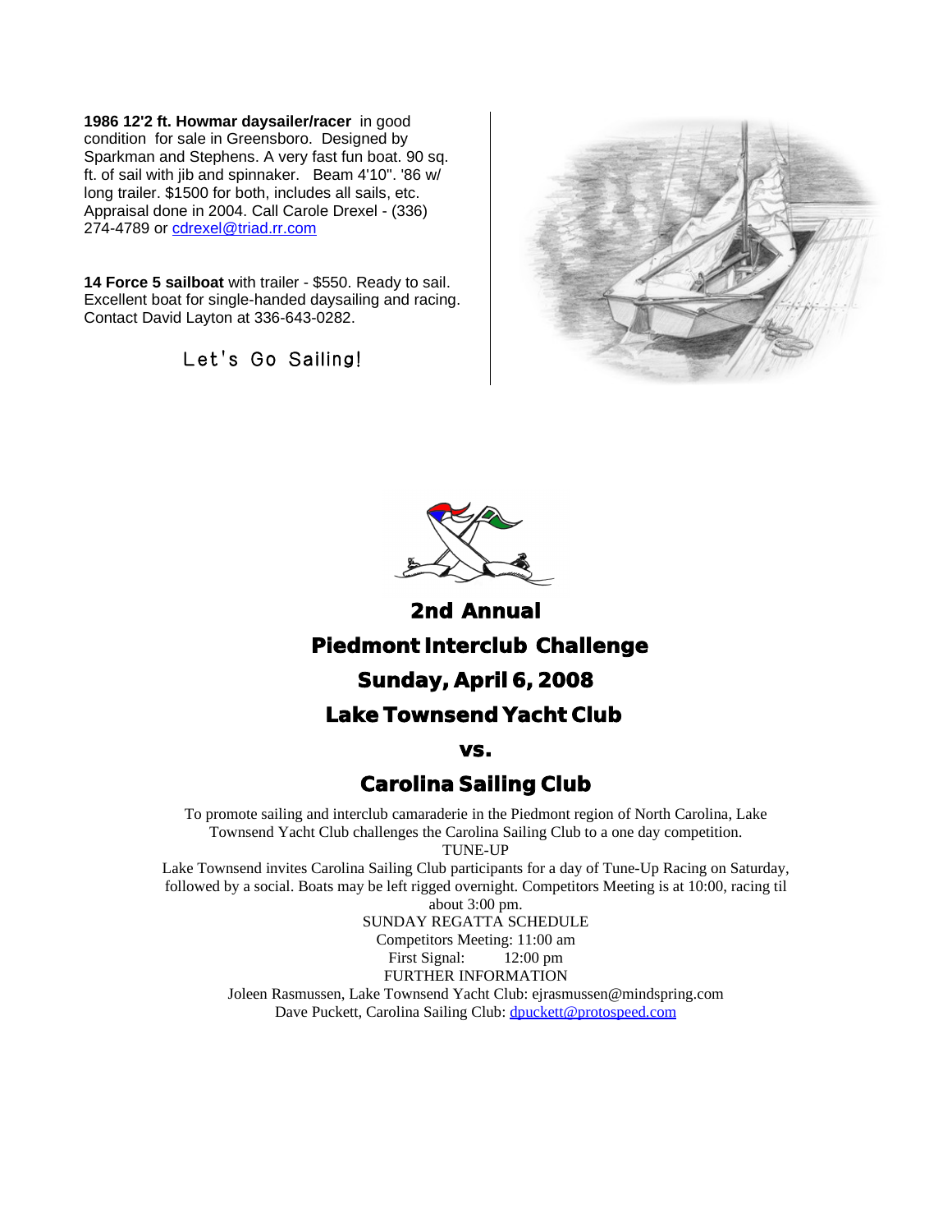**1986 12'2 ft. Howmar daysailer/racer** in good condition for sale in Greensboro. Designed by Sparkman and Stephens. A very fast fun boat. 90 sq. ft. of sail with jib and spinnaker. Beam 4'10". '86 w/ long trailer. $1500 for both, includes all sails, etc. Appraisal done in 2004. Call Carole Drexel - (336) 274-4789 or cdrexel@triad.rr.com

**14 Force 5 sailboat** with trailer - $550. Ready to sail. Excellent boat for single-handed daysailing and racing. Contact David Layton at 336-643-0282.

Let's Go Sailing!

## 2nd Annual

## Piedmont Interclub Challenge

## Sunday, April 6, 2008

## Lake Townsend Yacht Club

## vs.

## Carolina Sailing Club

To promote sailing and interclub camaraderie in the Piedmont region of North Carolina, Lake Townsend Yacht Club challenges the Carolina Sailing Club to a one day competition.

TUNE-UP

Lake Townsend invites Carolina Sailing Club participants for a day of Tune-Up Racing on Saturday, followed by a social. Boats may be left rigged overnight. Competitors Meeting is at 10:00, racing til about 3:00 pm.

SUNDAY REGATTA SCHEDULE

Competitors Meeting: 11:00 am

First Signal: 12:00 pm

FURTHER INFORMATION

Joleen Rasmussen, Lake Townsend Yacht Club: ejrasmussen@mindspring.com

Dave Puckett, Carolina Sailing Club: dpuckett@protospeed.com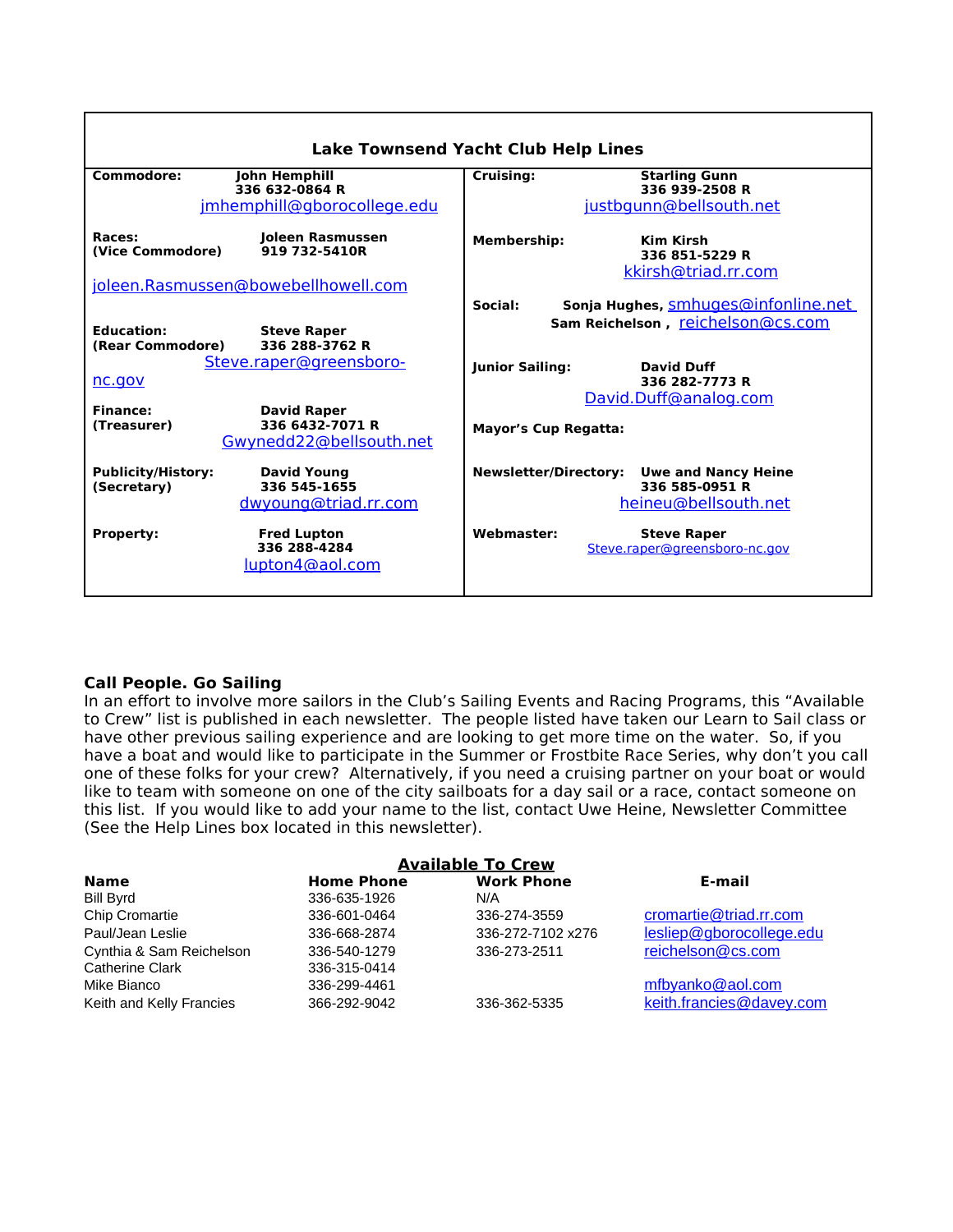## Lake Townsend Yacht Club Help Lines

**Commodore:** **John Hemphill**
**336 632-0864 R**
jmhemphill@gborocollege.edu

**Races:** **Joleen Rasmussen**
**(Vice Commodore)** **919 732-5410R**
joleen.Rasmussen@bowebellhowell.com

**Education:** **Steve Raper**
**(Rear Commodore)** **336 288-3762 R**
Steve.raper@greensboro-nc.gov

**Finance:** **David Raper**
**(Treasurer)** **336 6432-7071 R**
Gwynedd22@bellsouth.net

**Publicity/History:** **David Young**
**(Secretary)** **336 545-1655**
dwyoung@triad.rr.com

**Property:** **Fred Lupton**
**336 288-4284**
lupton4@aol.com

**Cruising:** **Starling Gunn**
**336 939-2508 R**
justbgunn@bellsouth.net

**Membership:** **Kim Kirsh**
**336 851-5229 R**
kkirsh@triad.rr.com

**Social:** **Sonja Hughes,** smhuges@infonline.net
**Sam Reichelson ,** reichelson@cs.com

**Junior Sailing:** **David Duff**
**336 282-7773 R**
David.Duff@analog.com

**Mayor's Cup Regatta:**

**Newsletter/Directory:** **Uwe and Nancy Heine**
**336 585-0951 R**
heineu@bellsouth.net

**Webmaster:** **Steve Raper**
Steve.raper@greensboro-nc.gov

### Call People. Go Sailing

In an effort to involve more sailors in the Club's Sailing Events and Racing Programs, this "Available to Crew" list is published in each newsletter. The people listed have taken our Learn to Sail class or have other previous sailing experience and are looking to get more time on the water. So, if you have a boat and would like to participate in the Summer or Frostbite Race Series, why don't you call one of these folks for your crew? Alternatively, if you need a cruising partner on your boat or would like to team with someone on one of the city sailboats for a day sail or a race, contact someone on this list. If you would like to add your name to the list, contact Uwe Heine, Newsletter Committee (See the Help Lines box located in this newsletter).

**Available To Crew**

| Name | Home Phone | Work Phone | E-mail |
|---|---|---|---|
| Bill Byrd | 336-635-1926 | N/A | |
| Chip Cromartie | 336-601-0464 | 336-274-3559 | cromartie@triad.rr.com |
| Paul/Jean Leslie | 336-668-2874 | 336-272-7102 x276 | lesliep@gborocollege.edu |
| Cynthia & Sam Reichelson | 336-540-1279 | 336-273-2511 | reichelson@cs.com |
| Catherine Clark | 336-315-0414 | | |
| Mike Bianco | 336-299-4461 | | mfbyanko@aol.com |
| Keith and Kelly Francies | 366-292-9042 | 336-362-5335 | keith.francies@davey.com |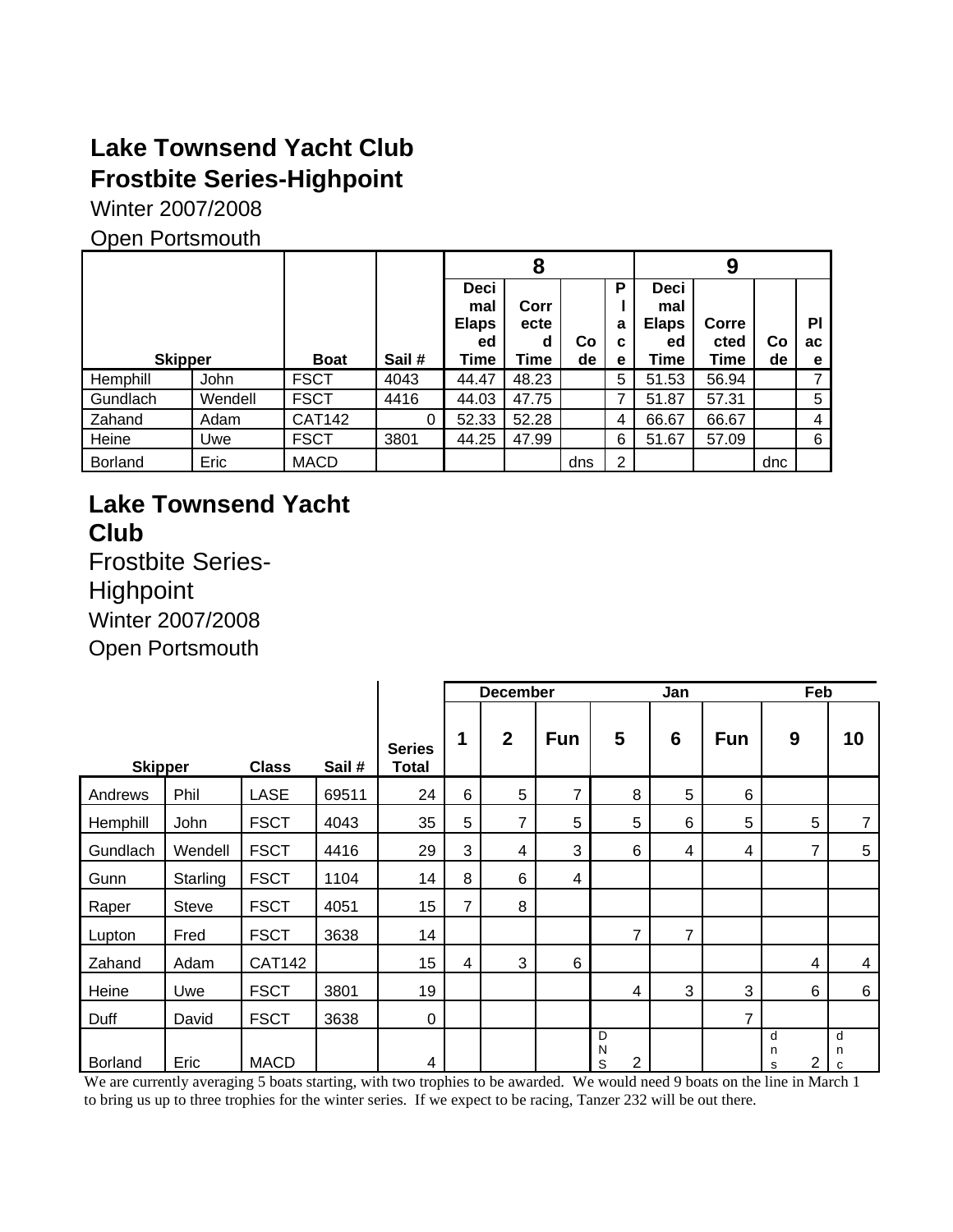# Lake Townsend Yacht Club
## Frostbite Series-Highpoint

Winter 2007/2008

Open Portsmouth

| | | | | 8 | | | | 9 | | | |
|---|---|---|---|---|---|---|---|---|---|---|---|
| Skipper | | Boat | Sail # | Decimal Elapsed Time | Corrected Time | Code | Place | Decimal Elapsed Time | Corrected Time | Code | Place |
| Hemphill | John | FSCT | 4043 | 44.47 | 48.23 | | 5 | 51.53 | 56.94 | | 7 |
| Gundlach | Wendell | FSCT | 4416 | 44.03 | 47.75 | | 7 | 51.87 | 57.31 | | 5 |
| Zahand | Adam | CAT142 | 0 | 52.33 | 52.28 | | 4 | 66.67 | 66.67 | | 4 |
| Heine | Uwe | FSCT | 3801 | 44.25 | 47.99 | | 6 | 51.67 | 57.09 | | 6 |
| Borland | Eric | MACD | | | | dns | 2 | | | dnc | |

# Lake Townsend Yacht Club

Frostbite Series-Highpoint

Winter 2007/2008

Open Portsmouth

| | | | | | December | | | Jan | | | Feb | |
|---|---|---|---|---|---|---|---|---|---|---|---|---|
| Skipper | | Class | Sail # | Series Total | 1 | 2 | Fun | 5 | 6 | Fun | 9 | 10 |
| Andrews | Phil | LASE | 69511 | 24 | 6 | 5 | 7 | 8 | 5 | 6 | | |
| Hemphill | John | FSCT | 4043 | 35 | 5 | 7 | 5 | 5 | 6 | 5 | 5 | 7 |
| Gundlach | Wendell | FSCT | 4416 | 29 | 3 | 4 | 3 | 6 | 4 | 4 | 7 | 5 |
| Gunn | Starling | FSCT | 1104 | 14 | 8 | 6 | 4 | | | | | |
| Raper | Steve | FSCT | 4051 | 15 | 7 | 8 | | | | | | |
| Lupton | Fred | FSCT | 3638 | 14 | | | | 7 | 7 | | | |
| Zahand | Adam | CAT142 | | 15 | 4 | 3 | 6 | | | | 4 | 4 |
| Heine | Uwe | FSCT | 3801 | 19 | | | | 4 | 3 | 3 | 6 | 6 |
| Duff | David | FSCT | 3638 | 0 | | | | | | 7 | | |
| Borland | Eric | MACD | | 4 | | | | DNS 2 | | | dns 2 | dnc |

We are currently averaging 5 boats starting, with two trophies to be awarded. We would need 9 boats on the line in March 1 to bring us up to three trophies for the winter series. If we expect to be racing, Tanzer 232 will be out there.